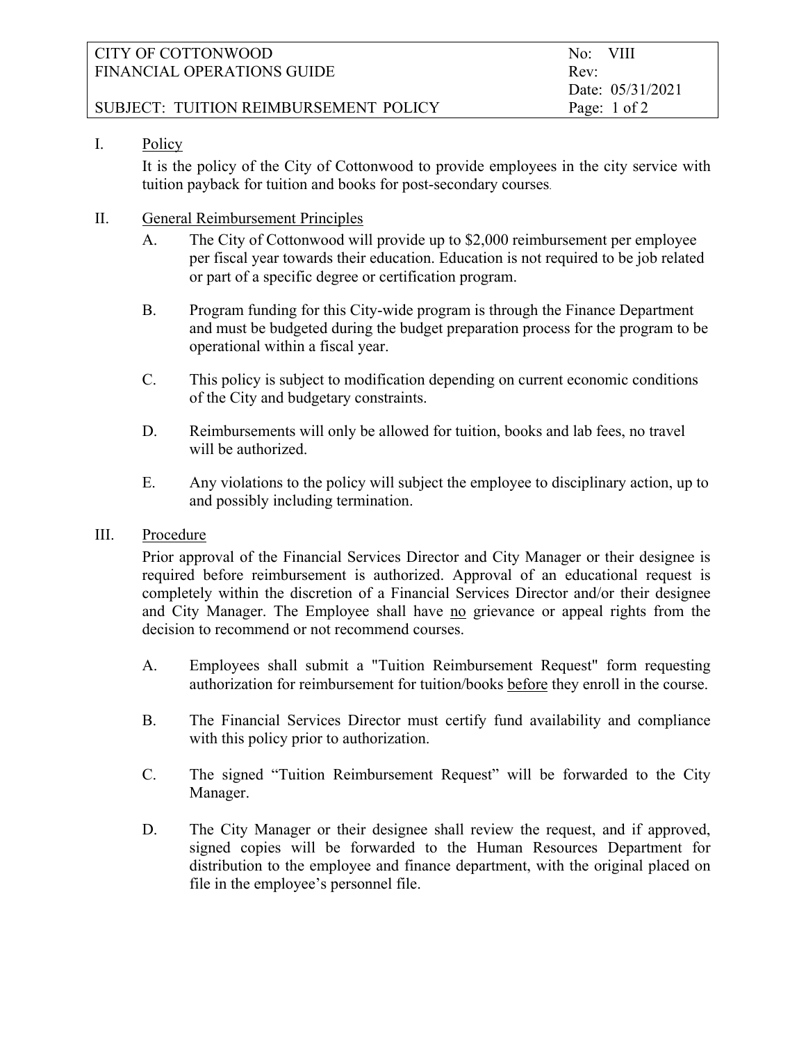CITY OF COTTONWOOD
FINANCIAL OPERATIONS GUIDE

SUBJECT: TUITION REIMBURSEMENT POLICY

No: VIII
Rev:
Date: 05/31/2021

## I. Policy

It is the policy of the City of Cottonwood to provide employees in the city service with tuition payback for tuition and books for post-secondary courses.

## II. General Reimbursement Principles

A. The City of Cottonwood will provide up to $2,000 reimbursement per employee per fiscal year towards their education. Education is not required to be job related or part of a specific degree or certification program.

B. Program funding for this City-wide program is through the Finance Department and must be budgeted during the budget preparation process for the program to be operational within a fiscal year.

C. This policy is subject to modification depending on current economic conditions of the City and budgetary constraints.

D. Reimbursements will only be allowed for tuition, books and lab fees, no travel will be authorized.

E. Any violations to the policy will subject the employee to disciplinary action, up to and possibly including termination.

## III. Procedure

Prior approval of the Financial Services Director and City Manager or their designee is required before reimbursement is authorized. Approval of an educational request is completely within the discretion of a Financial Services Director and/or their designee and City Manager. The Employee shall have no grievance or appeal rights from the decision to recommend or not recommend courses.

A. Employees shall submit a "Tuition Reimbursement Request" form requesting authorization for reimbursement for tuition/books before they enroll in the course.

B. The Financial Services Director must certify fund availability and compliance with this policy prior to authorization.

C. The signed "Tuition Reimbursement Request" will be forwarded to the City Manager.

D. The City Manager or their designee shall review the request, and if approved, signed copies will be forwarded to the Human Resources Department for distribution to the employee and finance department, with the original placed on file in the employee's personnel file.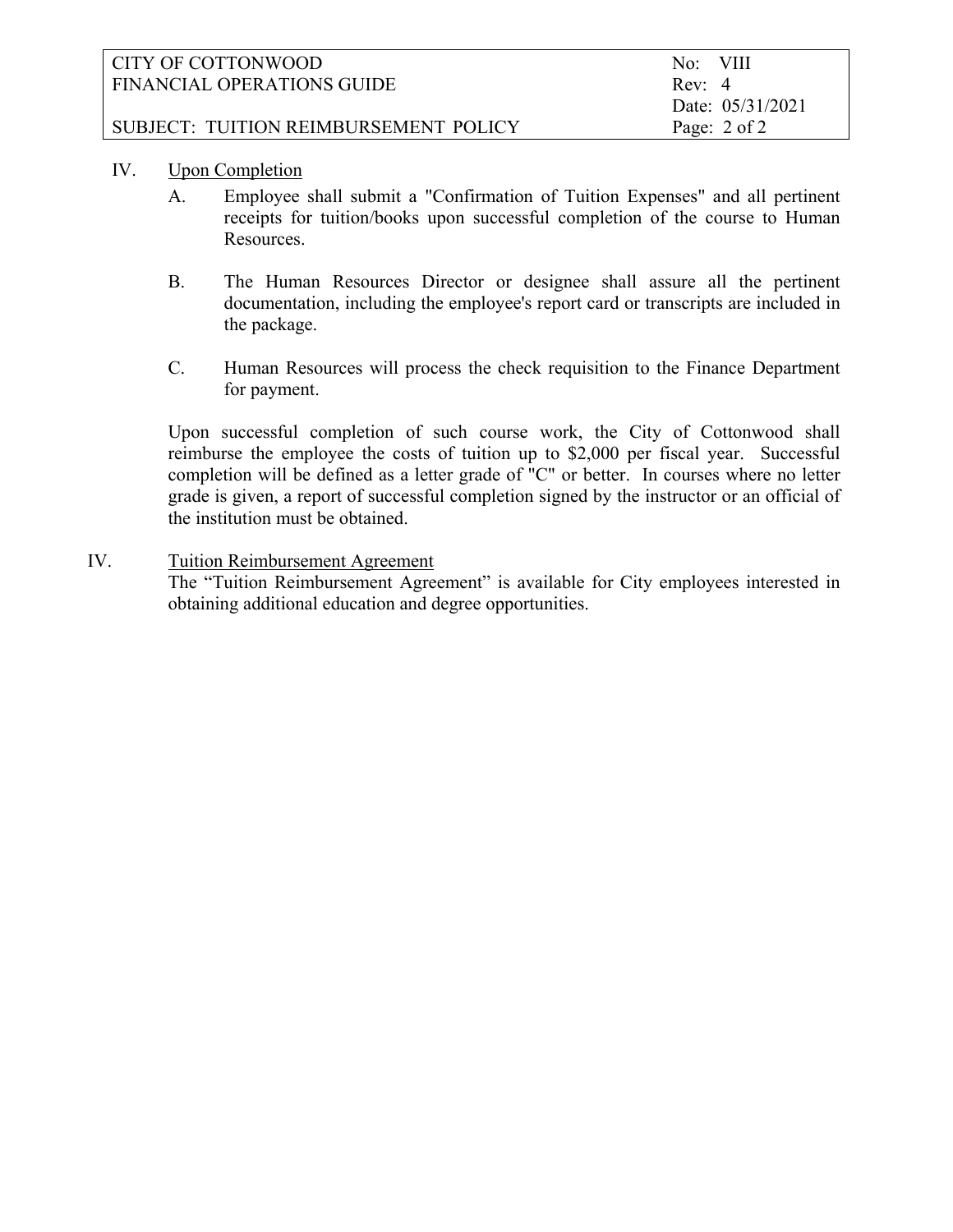## IV. Upon Completion

A. Employee shall submit a "Confirmation of Tuition Expenses" and all pertinent receipts for tuition/books upon successful completion of the course to Human Resources.

B. The Human Resources Director or designee shall assure all the pertinent documentation, including the employee's report card or transcripts are included in the package.

C. Human Resources will process the check requisition to the Finance Department for payment.

Upon successful completion of such course work, the City of Cottonwood shall reimburse the employee the costs of tuition up to $2,000 per fiscal year. Successful completion will be defined as a letter grade of "C" or better. In courses where no letter grade is given, a report of successful completion signed by the instructor or an official of the institution must be obtained.

## IV. Tuition Reimbursement Agreement

The “Tuition Reimbursement Agreement” is available for City employees interested in obtaining additional education and degree opportunities.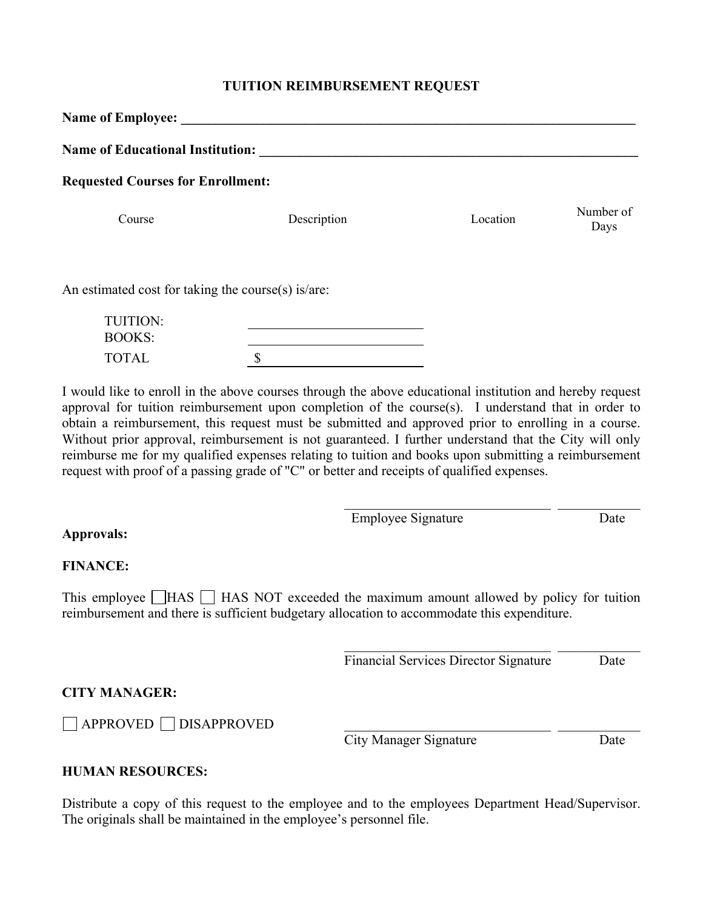# TUITION REIMBURSEMENT REQUEST

**Name of Employee:** ______________________________________________________________________

**Name of Educational Institution:** ___________________________________________________________

**Requested Courses for Enrollment:**

| Course | Description | Location | Number of Days |
|---|---|---|---|
| | | | |

An estimated cost for taking the course(s) is/are:

| | |
|---|---|
| TUITION: | ________________________ |
| BOOKS: | ________________________ |
| TOTAL | $ ______________________ |

I would like to enroll in the above courses through the above educational institution and hereby request approval for tuition reimbursement upon completion of the course(s). I understand that in order to obtain a reimbursement, this request must be submitted and approved prior to enrolling in a course. Without prior approval, reimbursement is not guaranteed. I further understand that the City will only reimburse me for my qualified expenses relating to tuition and books upon submitting a reimbursement request with proof of a passing grade of "C" or better and receipts of qualified expenses.

______________________________ ____________
Employee Signature Date

**Approvals:**

**FINANCE:**

This employee ☐ HAS ☐ HAS NOT exceeded the maximum amount allowed by policy for tuition reimbursement and there is sufficient budgetary allocation to accommodate this expenditure.

______________________________ ____________
Financial Services Director Signature Date

**CITY MANAGER:**

☐ APPROVED ☐ DISAPPROVED

______________________________ ____________
City Manager Signature Date

**HUMAN RESOURCES:**

Distribute a copy of this request to the employee and to the employees Department Head/Supervisor. The originals shall be maintained in the employee's personnel file.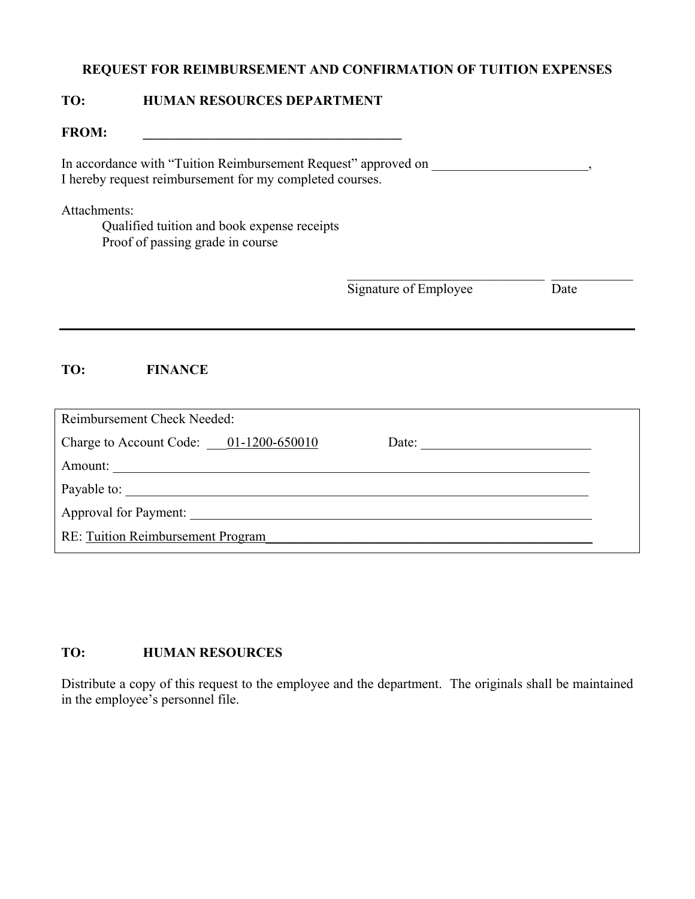## REQUEST FOR REIMBURSEMENT AND CONFIRMATION OF TUITION EXPENSES

**TO:** HUMAN RESOURCES DEPARTMENT

**FROM:** ________________________________________

In accordance with "Tuition Reimbursement Request" approved on _______________________,
I hereby request reimbursement for my completed courses.

Attachments:

Qualified tuition and book expense receipts
Proof of passing grade in course

______________________________ ____________
Signature of Employee Date

---

**TO:** FINANCE

Reimbursement Check Needed:

Charge to Account Code: 01-1200-650010 Date: _________________________

Amount: ___________________________________________________________________________

Payable to: ________________________________________________________________________

Approval for Payment: _______________________________________________________________

RE: Tuition Reimbursement Program___________________________________________________

**TO:** HUMAN RESOURCES

Distribute a copy of this request to the employee and the department. The originals shall be maintained in the employee's personnel file.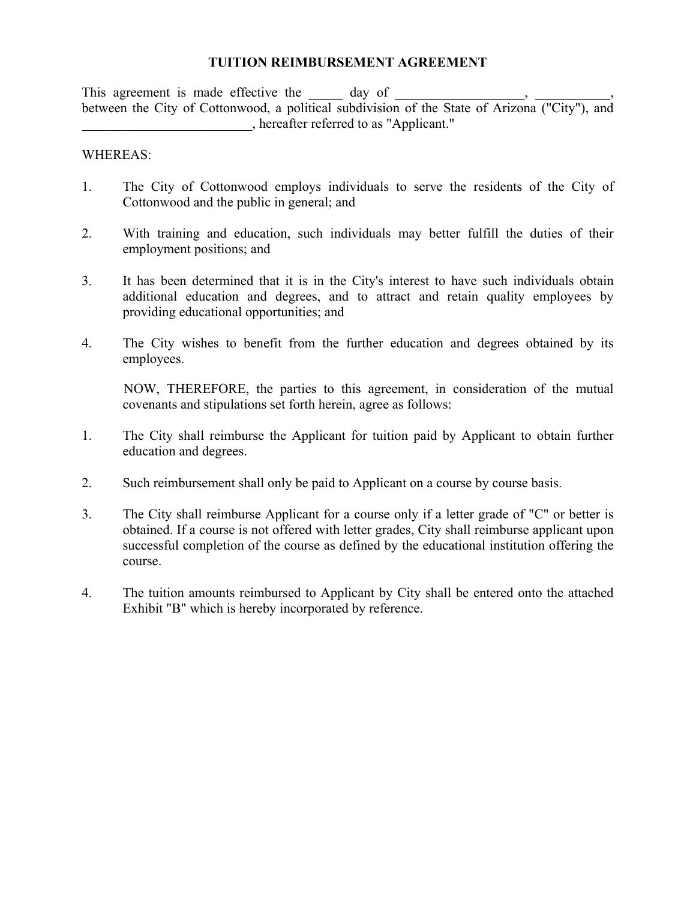## TUITION REIMBURSEMENT AGREEMENT

This agreement is made effective the _____ day of ___________________, ___________, between the City of Cottonwood, a political subdivision of the State of Arizona ("City"), and _________________________, hereafter referred to as "Applicant."

WHEREAS:

1. The City of Cottonwood employs individuals to serve the residents of the City of Cottonwood and the public in general; and

2. With training and education, such individuals may better fulfill the duties of their employment positions; and

3. It has been determined that it is in the City's interest to have such individuals obtain additional education and degrees, and to attract and retain quality employees by providing educational opportunities; and

4. The City wishes to benefit from the further education and degrees obtained by its employees.

NOW, THEREFORE, the parties to this agreement, in consideration of the mutual covenants and stipulations set forth herein, agree as follows:

1. The City shall reimburse the Applicant for tuition paid by Applicant to obtain further education and degrees.

2. Such reimbursement shall only be paid to Applicant on a course by course basis.

3. The City shall reimburse Applicant for a course only if a letter grade of "C" or better is obtained. If a course is not offered with letter grades, City shall reimburse applicant upon successful completion of the course as defined by the educational institution offering the course.

4. The tuition amounts reimbursed to Applicant by City shall be entered onto the attached Exhibit "B" which is hereby incorporated by reference.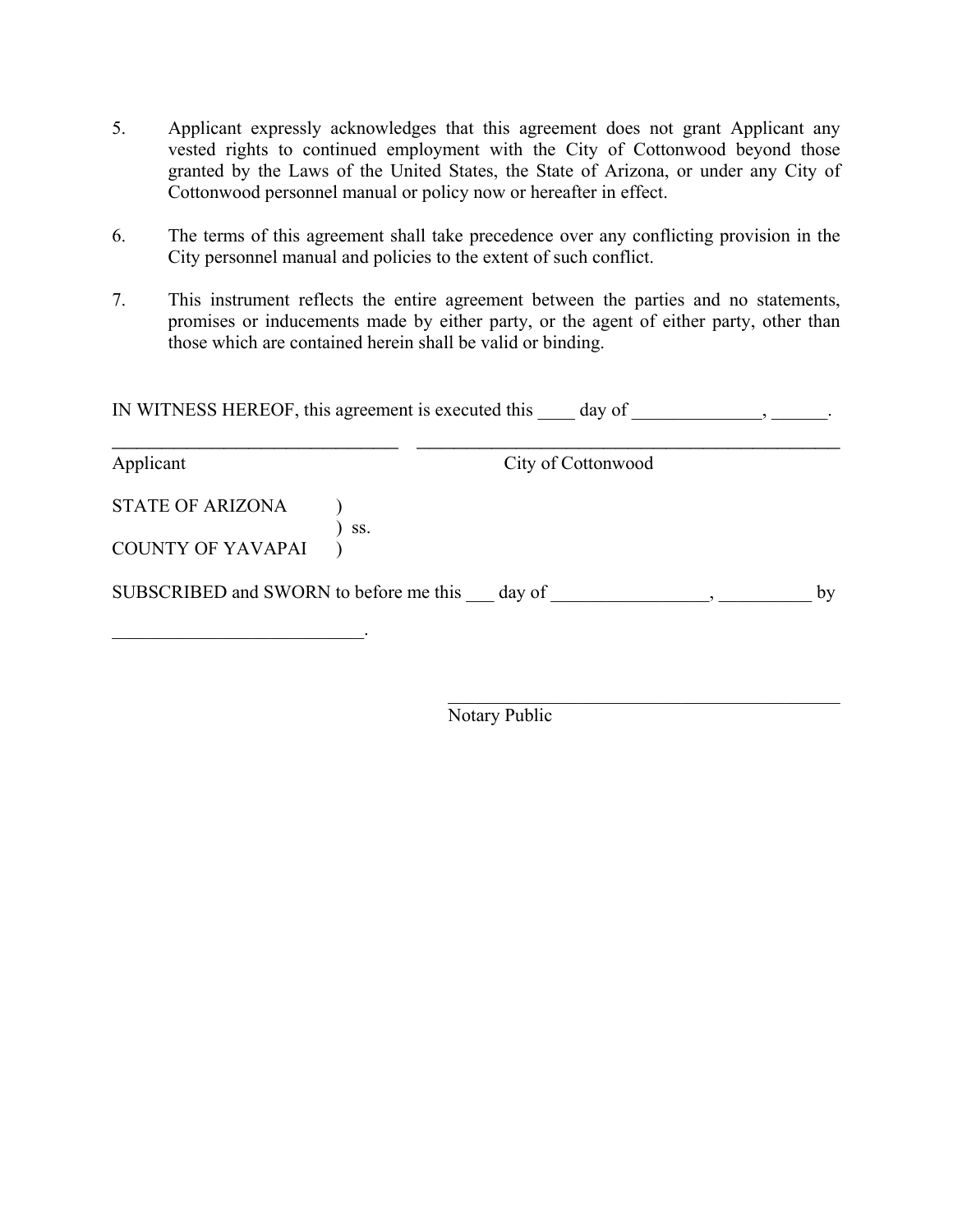5. Applicant expressly acknowledges that this agreement does not grant Applicant any vested rights to continued employment with the City of Cottonwood beyond those granted by the Laws of the United States, the State of Arizona, or under any City of Cottonwood personnel manual or policy now or hereafter in effect.

6. The terms of this agreement shall take precedence over any conflicting provision in the City personnel manual and policies to the extent of such conflict.

7. This instrument reflects the entire agreement between the parties and no statements, promises or inducements made by either party, or the agent of either party, other than those which are contained herein shall be valid or binding.

IN WITNESS HEREOF, this agreement is executed this ____ day of ______________, ______.

_______________________________ _____________________________________________

Applicant City of Cottonwood

STATE OF ARIZONA )
) ss.
COUNTY OF YAVAPAI )

SUBSCRIBED and SWORN to before me this ___ day of _________________, __________ by ___________________________.

_____________________________________________

Notary Public